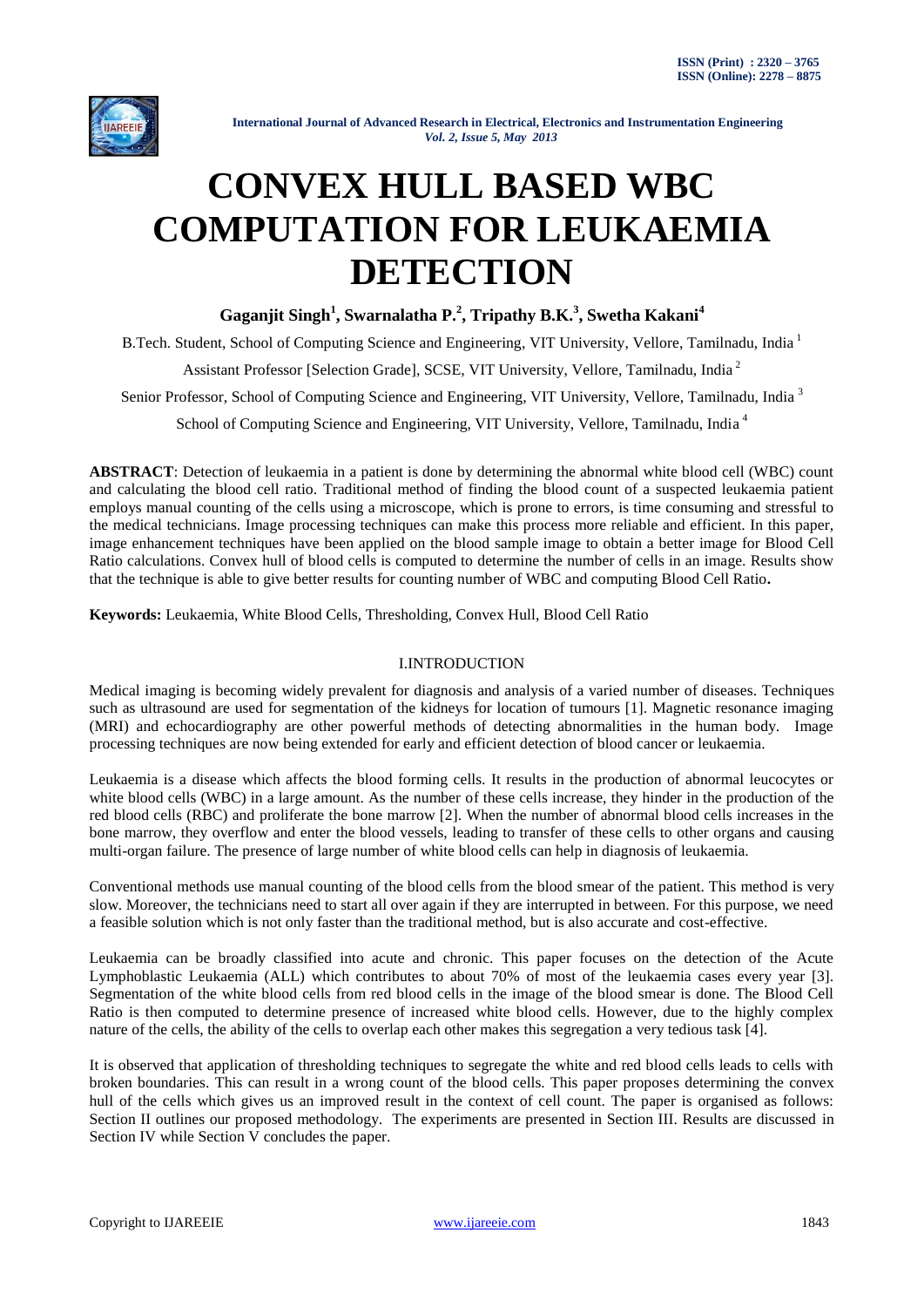# CONVEX HULL BASED WBC COMPUTATION FOR LEUKAEMIA DETECTION

**Gaganjit Singh[1], Swarnalatha P.[2], Tripathy B.K.[3], Swetha Kakani[4]**

B.Tech. Student, School of Computing Science and Engineering, VIT University, Vellore, Tamilnadu, India [1]

Assistant Professor [Selection Grade], SCSE, VIT University, Vellore, Tamilnadu, India [2]

Senior Professor, School of Computing Science and Engineering, VIT University, Vellore, Tamilnadu, India [3]

School of Computing Science and Engineering, VIT University, Vellore, Tamilnadu, India [4]

**ABSTRACT**: Detection of leukaemia in a patient is done by determining the abnormal white blood cell (WBC) count and calculating the blood cell ratio. Traditional method of finding the blood count of a suspected leukaemia patient employs manual counting of the cells using a microscope, which is prone to errors, is time consuming and stressful to the medical technicians. Image processing techniques can make this process more reliable and efficient. In this paper, image enhancement techniques have been applied on the blood sample image to obtain a better image for Blood Cell Ratio calculations. Convex hull of blood cells is computed to determine the number of cells in an image. Results show that the technique is able to give better results for counting number of WBC and computing Blood Cell Ratio**.**

**Keywords:** Leukaemia, White Blood Cells, Thresholding, Convex Hull, Blood Cell Ratio

## I.INTRODUCTION

Medical imaging is becoming widely prevalent for diagnosis and analysis of a varied number of diseases. Techniques such as ultrasound are used for segmentation of the kidneys for location of tumours [1]. Magnetic resonance imaging (MRI) and echocardiography are other powerful methods of detecting abnormalities in the human body. Image processing techniques are now being extended for early and efficient detection of blood cancer or leukaemia.

Leukaemia is a disease which affects the blood forming cells. It results in the production of abnormal leucocytes or white blood cells (WBC) in a large amount. As the number of these cells increase, they hinder in the production of the red blood cells (RBC) and proliferate the bone marrow [2]. When the number of abnormal blood cells increases in the bone marrow, they overflow and enter the blood vessels, leading to transfer of these cells to other organs and causing multi-organ failure. The presence of large number of white blood cells can help in diagnosis of leukaemia.

Conventional methods use manual counting of the blood cells from the blood smear of the patient. This method is very slow. Moreover, the technicians need to start all over again if they are interrupted in between. For this purpose, we need a feasible solution which is not only faster than the traditional method, but is also accurate and cost-effective.

Leukaemia can be broadly classified into acute and chronic. This paper focuses on the detection of the Acute Lymphoblastic Leukaemia (ALL) which contributes to about 70% of most of the leukaemia cases every year [3]. Segmentation of the white blood cells from red blood cells in the image of the blood smear is done. The Blood Cell Ratio is then computed to determine presence of increased white blood cells. However, due to the highly complex nature of the cells, the ability of the cells to overlap each other makes this segregation a very tedious task [4].

It is observed that application of thresholding techniques to segregate the white and red blood cells leads to cells with broken boundaries. This can result in a wrong count of the blood cells. This paper proposes determining the convex hull of the cells which gives us an improved result in the context of cell count. The paper is organised as follows: Section II outlines our proposed methodology. The experiments are presented in Section III. Results are discussed in Section IV while Section V concludes the paper.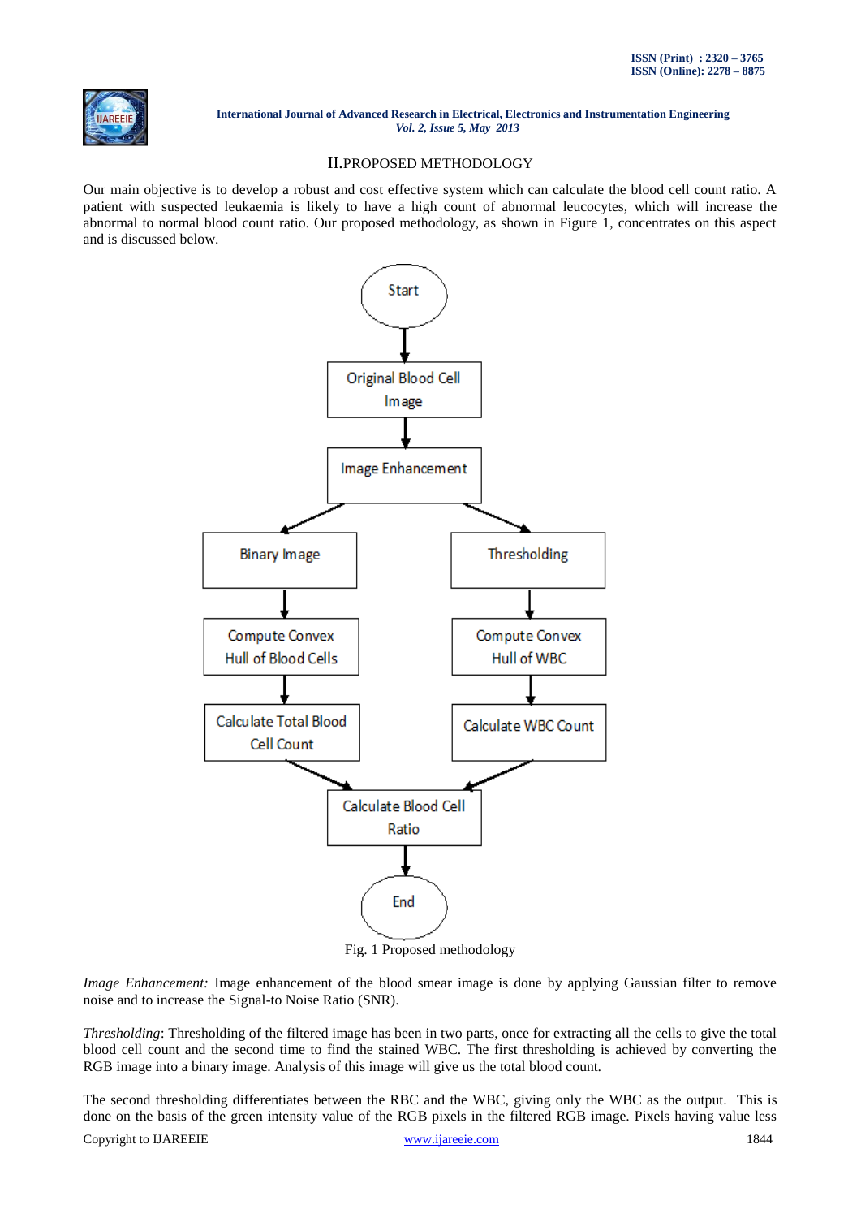## II. PROPOSED METHODOLOGY

Our main objective is to develop a robust and cost effective system which can calculate the blood cell count ratio. A patient with suspected leukaemia is likely to have a high count of abnormal leucocytes, which will increase the abnormal to normal blood count ratio. Our proposed methodology, as shown in Figure 1, concentrates on this aspect and is discussed below.

Fig. 1 Proposed methodology

*Image Enhancement:* Image enhancement of the blood smear image is done by applying Gaussian filter to remove noise and to increase the Signal-to Noise Ratio (SNR).

*Thresholding*: Thresholding of the filtered image has been in two parts, once for extracting all the cells to give the total blood cell count and the second time to find the stained WBC. The first thresholding is achieved by converting the RGB image into a binary image. Analysis of this image will give us the total blood count.

The second thresholding differentiates between the RBC and the WBC, giving only the WBC as the output. This is done on the basis of the green intensity value of the RGB pixels in the filtered RGB image. Pixels having value less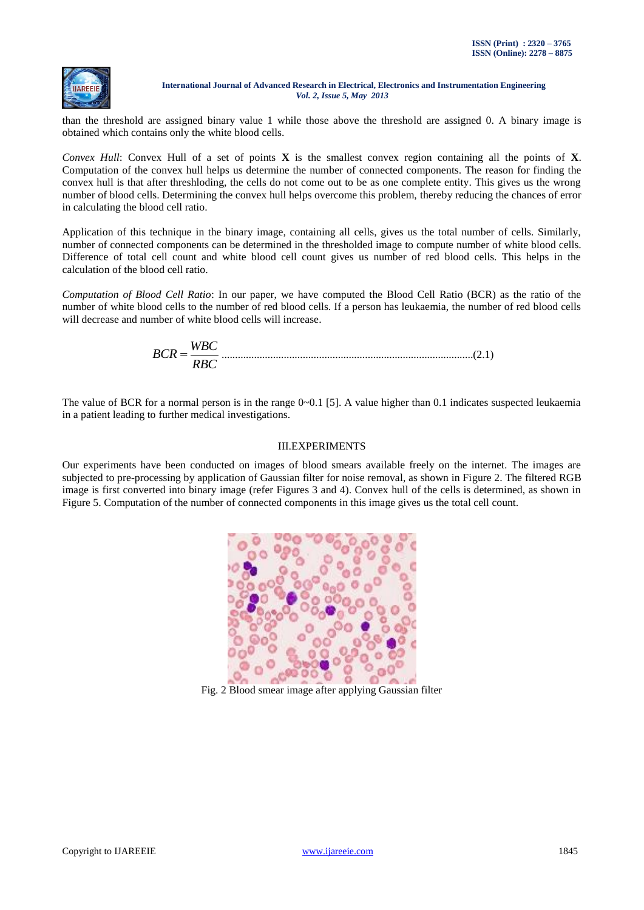than the threshold are assigned binary value 1 while those above the threshold are assigned 0. A binary image is obtained which contains only the white blood cells.

*Convex Hull*: Convex Hull of a set of points **X** is the smallest convex region containing all the points of **X**. Computation of the convex hull helps us determine the number of connected components. The reason for finding the convex hull is that after threshloding, the cells do not come out to be as one complete entity. This gives us the wrong number of blood cells. Determining the convex hull helps overcome this problem, thereby reducing the chances of error in calculating the blood cell ratio.

Application of this technique in the binary image, containing all cells, gives us the total number of cells. Similarly, number of connected components can be determined in the thresholded image to compute number of white blood cells. Difference of total cell count and white blood cell count gives us number of red blood cells. This helps in the calculation of the blood cell ratio.

*Computation of Blood Cell Ratio*: In our paper, we have computed the Blood Cell Ratio (BCR) as the ratio of the number of white blood cells to the number of red blood cells. If a person has leukaemia, the number of red blood cells will decrease and number of white blood cells will increase.

$$BCR = \frac{WBC}{RBC} \qquad (2.1)$$

The value of BCR for a normal person is in the range 0~0.1 [5]. A value higher than 0.1 indicates suspected leukaemia in a patient leading to further medical investigations.

## III.EXPERIMENTS

Our experiments have been conducted on images of blood smears available freely on the internet. The images are subjected to pre-processing by application of Gaussian filter for noise removal, as shown in Figure 2. The filtered RGB image is first converted into binary image (refer Figures 3 and 4). Convex hull of the cells is determined, as shown in Figure 5. Computation of the number of connected components in this image gives us the total cell count.

Fig. 2 Blood smear image after applying Gaussian filter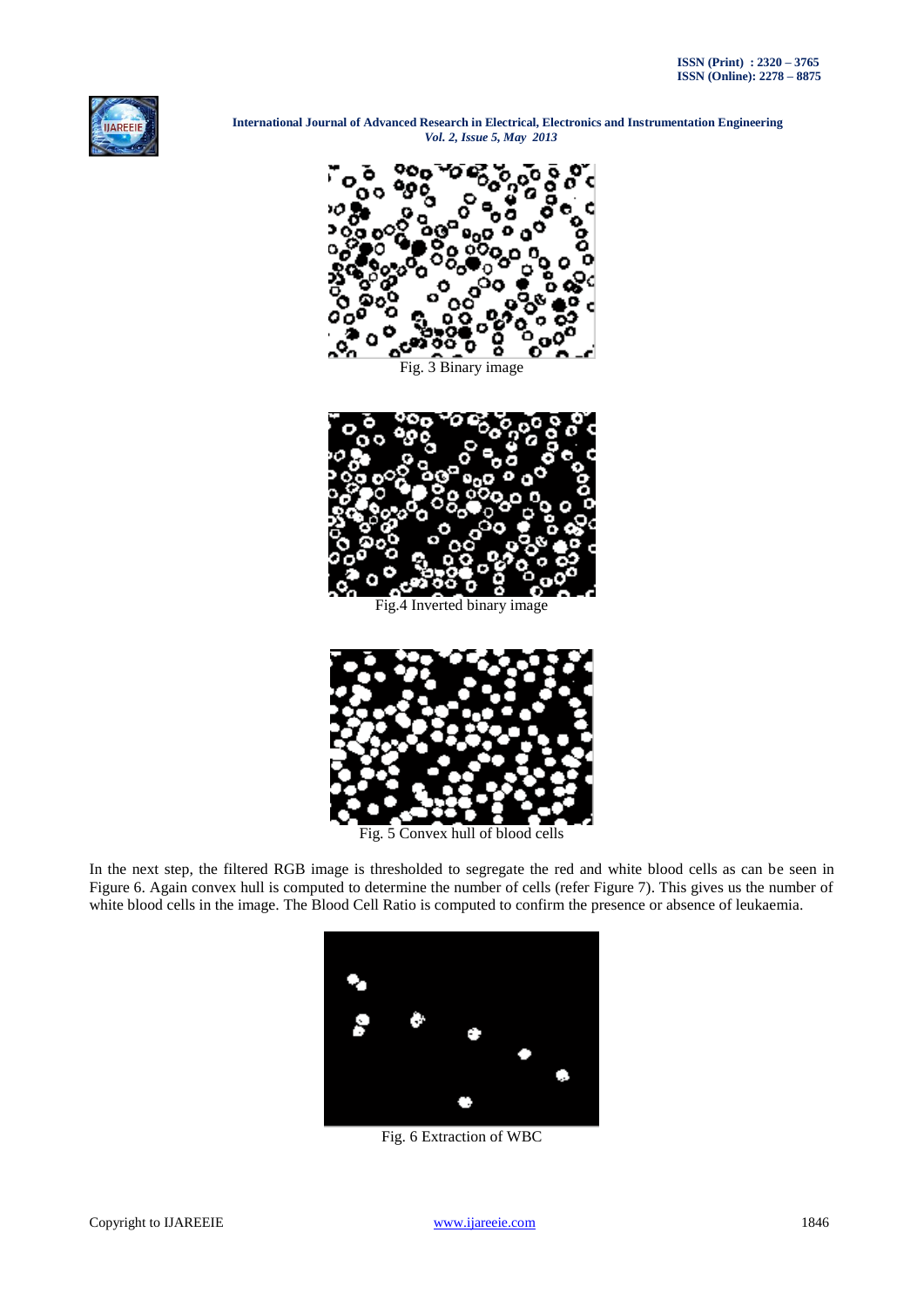Fig. 3 Binary image

Fig.4 Inverted binary image

Fig. 5 Convex hull of blood cells

In the next step, the filtered RGB image is thresholded to segregate the red and white blood cells as can be seen in Figure 6. Again convex hull is computed to determine the number of cells (refer Figure 7). This gives us the number of white blood cells in the image. The Blood Cell Ratio is computed to confirm the presence or absence of leukaemia.

Fig. 6 Extraction of WBC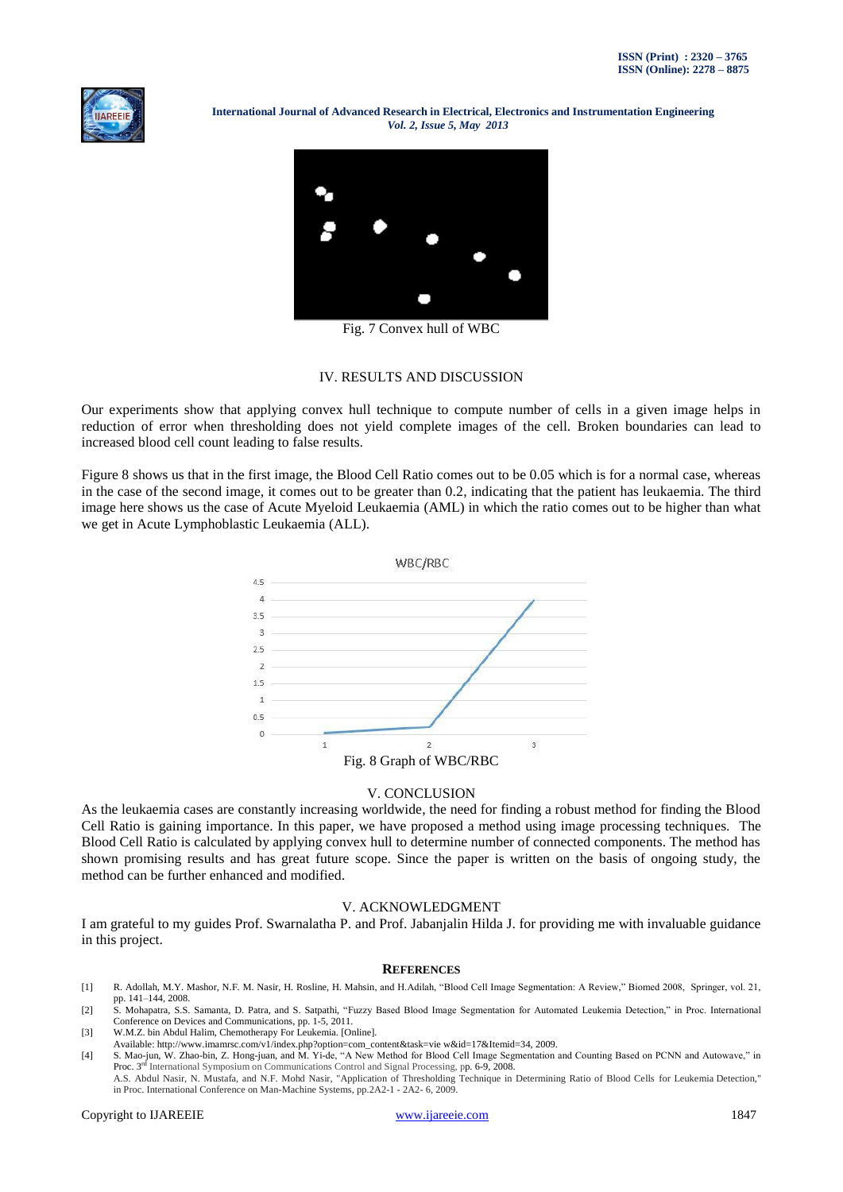Fig. 7 Convex hull of WBC

## IV. RESULTS AND DISCUSSION

Our experiments show that applying convex hull technique to compute number of cells in a given image helps in reduction of error when thresholding does not yield complete images of the cell. Broken boundaries can lead to increased blood cell count leading to false results.

Figure 8 shows us that in the first image, the Blood Cell Ratio comes out to be 0.05 which is for a normal case, whereas in the case of the second image, it comes out to be greater than 0.2, indicating that the patient has leukaemia. The third image here shows us the case of Acute Myeloid Leukaemia (AML) in which the ratio comes out to be higher than what we get in Acute Lymphoblastic Leukaemia (ALL).

WBC/RBC

4.5
4
3.5
3
2.5
2
1.5
1
0.5
0

1 2 3

Fig. 8 Graph of WBC/RBC

## V. CONCLUSION

As the leukaemia cases are constantly increasing worldwide, the need for finding a robust method for finding the Blood Cell Ratio is gaining importance. In this paper, we have proposed a method using image processing techniques. The Blood Cell Ratio is calculated by applying convex hull to determine number of connected components. The method has shown promising results and has great future scope. Since the paper is written on the basis of ongoing study, the method can be further enhanced and modified.

## V. ACKNOWLEDGMENT

I am grateful to my guides Prof. Swarnalatha P. and Prof. Jabanjalin Hilda J. for providing me with invaluable guidance in this project.

## REFERENCES

[1] R. Adollah, M.Y. Mashor, N.F. M. Nasir, H. Rosline, H. Mahsin, and H.Adilah, "Blood Cell Image Segmentation: A Review," Biomed 2008, Springer, vol. 21, pp. 141–144, 2008.

[2] S. Mohapatra, S.S. Samanta, D. Patra, and S. Satpathi, "Fuzzy Based Blood Image Segmentation for Automated Leukemia Detection," in Proc. International Conference on Devices and Communications, pp. 1-5, 2011.

[3] W.M.Z. bin Abdul Halim, Chemotherapy For Leukemia. [Online]. Available: http://www.imamrsc.com/v1/index.php?option=com_content&task=vie w&id=17&Itemid=34, 2009.

[4] S. Mao-jun, W. Zhao-bin, Z. Hong-juan, and M. Yi-de, "A New Method for Blood Cell Image Segmentation and Counting Based on PCNN and Autowave," in Proc. 3rd International Symposium on Communications Control and Signal Processing, pp. 6-9, 2008.

A.S. Abdul Nasir, N. Mustafa, and N.F. Mohd Nasir, "Application of Thresholding Technique in Determining Ratio of Blood Cells for Leukemia Detection," in Proc. International Conference on Man-Machine Systems, pp.2A2-1 - 2A2- 6, 2009.